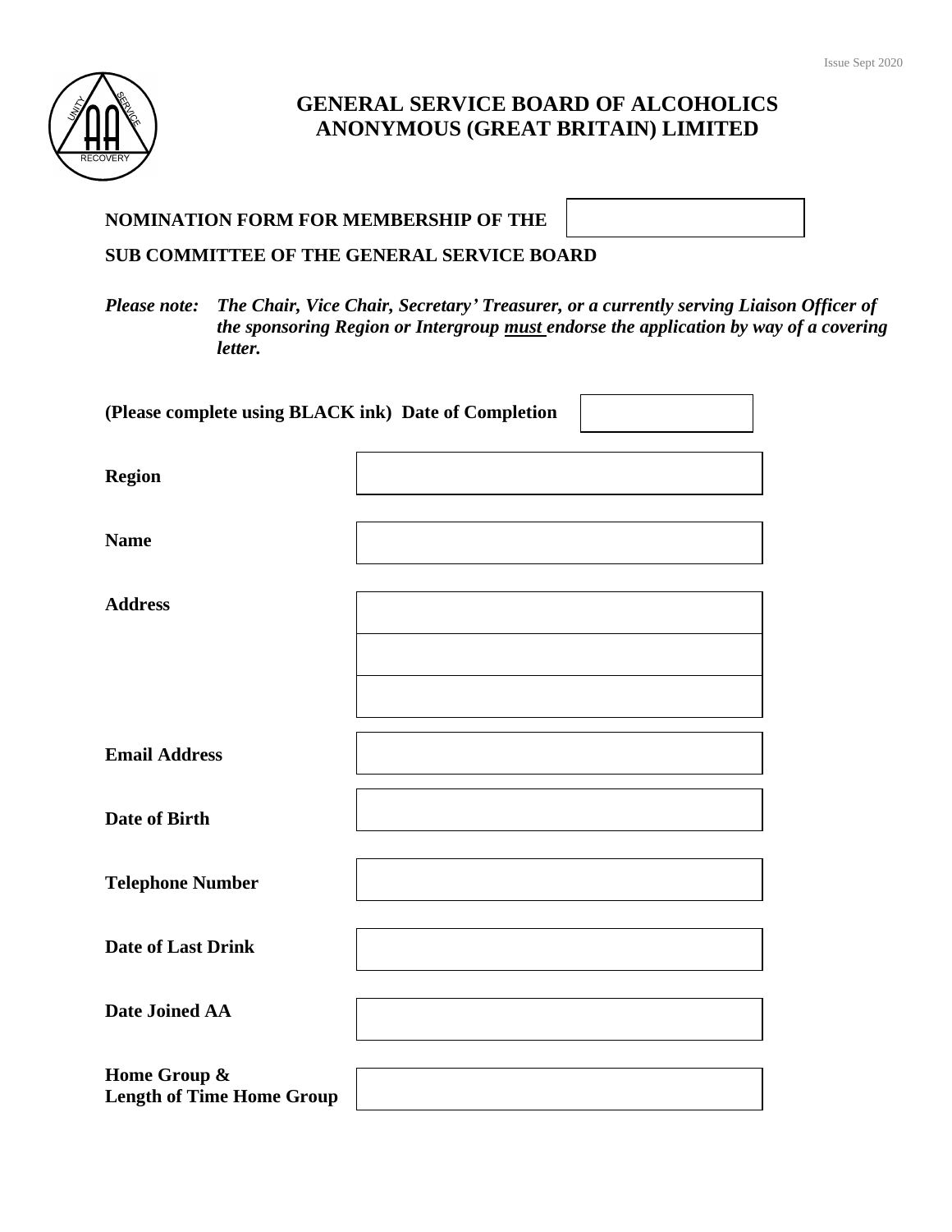# GENERAL SERVICE BOARD OF ALCOHOLICS ANONYMOUS (GREAT BRITAIN) LIMITED

**NOMINATION FORM FOR MEMBERSHIP OF THE**

**SUB COMMITTEE OF THE GENERAL SERVICE BOARD**

***Please note:*** ***The Chair, Vice Chair, Secretary' Treasurer, or a currently serving Liaison Officer of the sponsoring Region or Intergroup <u>must</u> endorse the application by way of a covering letter.***

**(Please complete using BLACK ink) Date of Completion**

| | |
|---|---|
| **Region** | |
| **Name** | |
| **Address** | |
| | |
| | |
| **Email Address** | |
| **Date of Birth** | |
| **Telephone Number** | |
| **Date of Last Drink** | |
| **Date Joined AA** | |
| **Home Group & Length of Time Home Group** | |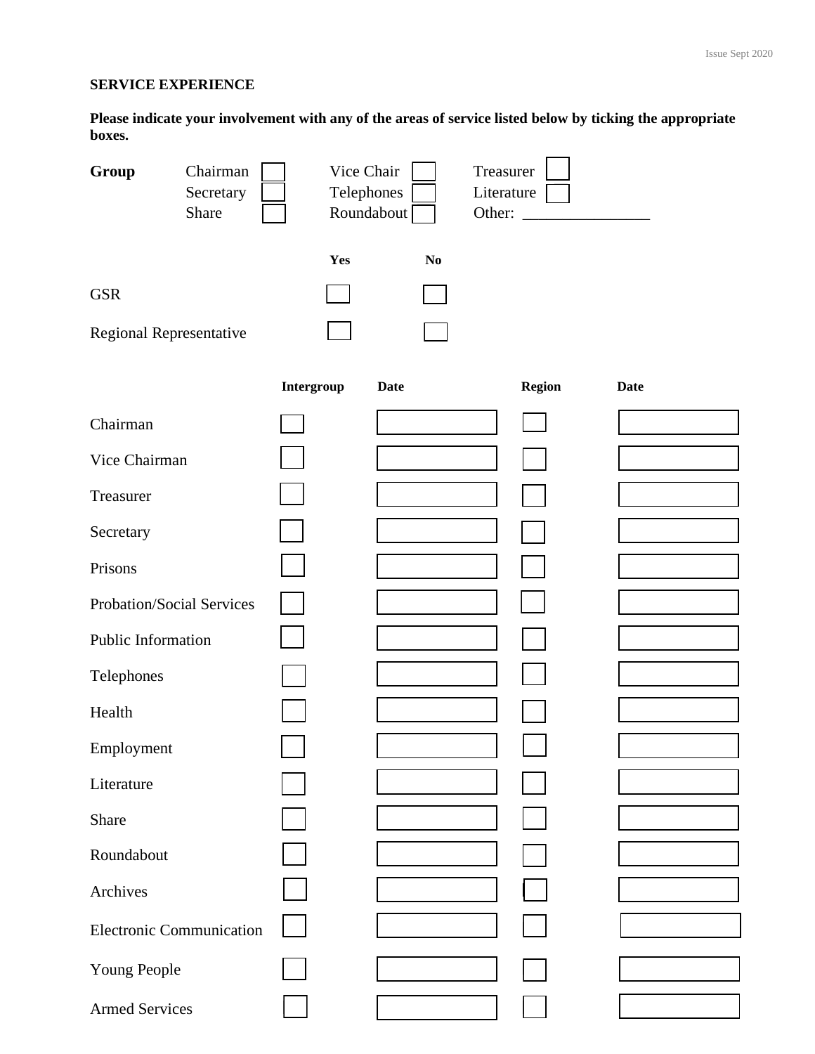**SERVICE EXPERIENCE**

**Please indicate your involvement with any of the areas of service listed below by ticking the appropriate boxes.**

| **Group** | | | |
|---|---|---|---|
| | Chairman ☐ | Vice Chair ☐ | Treasurer ☐ |
| | Secretary ☐ | Telephones ☐ | Literature ☐ |
| | Share ☐ | Roundabout ☐ | Other: ________________ |

| | **Yes** | **No** |
|---|---|---|
| GSR | ☐ | ☐ |
| Regional Representative | ☐ | ☐ |

| | **Intergroup** | **Date** | **Region** | **Date** |
|---|---|---|---|---|
| Chairman | ☐ | | ☐ | |
| Vice Chairman | ☐ | | ☐ | |
| Treasurer | ☐ | | ☐ | |
| Secretary | ☐ | | ☐ | |
| Prisons | ☐ | | ☐ | |
| Probation/Social Services | ☐ | | ☐ | |
| Public Information | ☐ | | ☐ | |
| Telephones | ☐ | | ☐ | |
| Health | ☐ | | ☐ | |
| Employment | ☐ | | ☐ | |
| Literature | ☐ | | ☐ | |
| Share | ☐ | | ☐ | |
| Roundabout | ☐ | | ☐ | |
| Archives | ☐ | | ☐ | |
| Electronic Communication | ☐ | | ☐ | |
| Young People | ☐ | | ☐ | |
| Armed Services | ☐ | | ☐ | |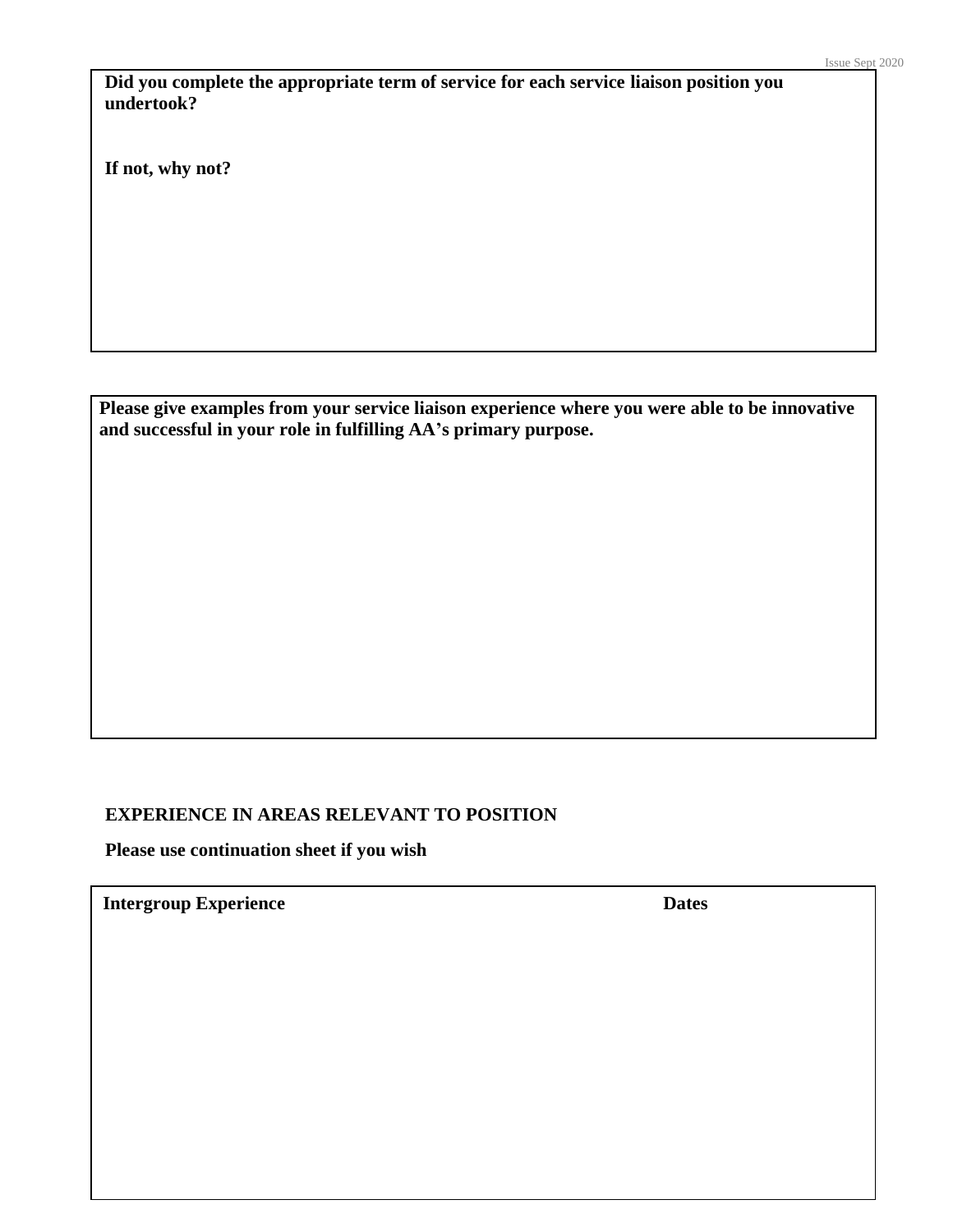**Did you complete the appropriate term of service for each service liaison position you undertook?**

**If not, why not?**

**Please give examples from your service liaison experience where you were able to be innovative and successful in your role in fulfilling AA's primary purpose.**

**EXPERIENCE IN AREAS RELEVANT TO POSITION**

**Please use continuation sheet if you wish**

| Intergroup Experience | Dates |
|---|---|
| | |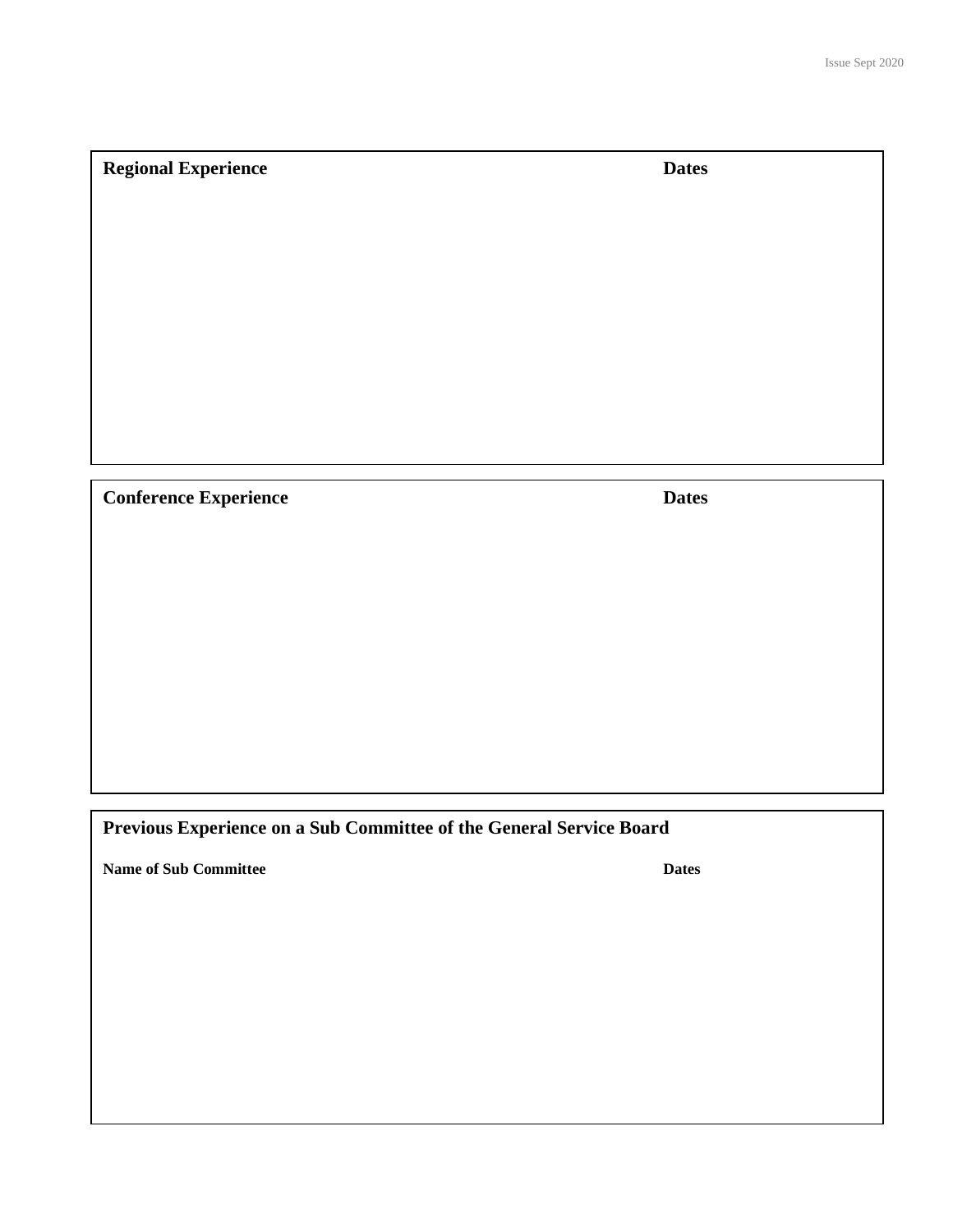| Regional Experience | Dates |
| --- | --- |
| | |

| Conference Experience | Dates |
| --- | --- |
| | |

**Previous Experience on a Sub Committee of the General Service Board**

| Name of Sub Committee | Dates |
| --- | --- |
| | |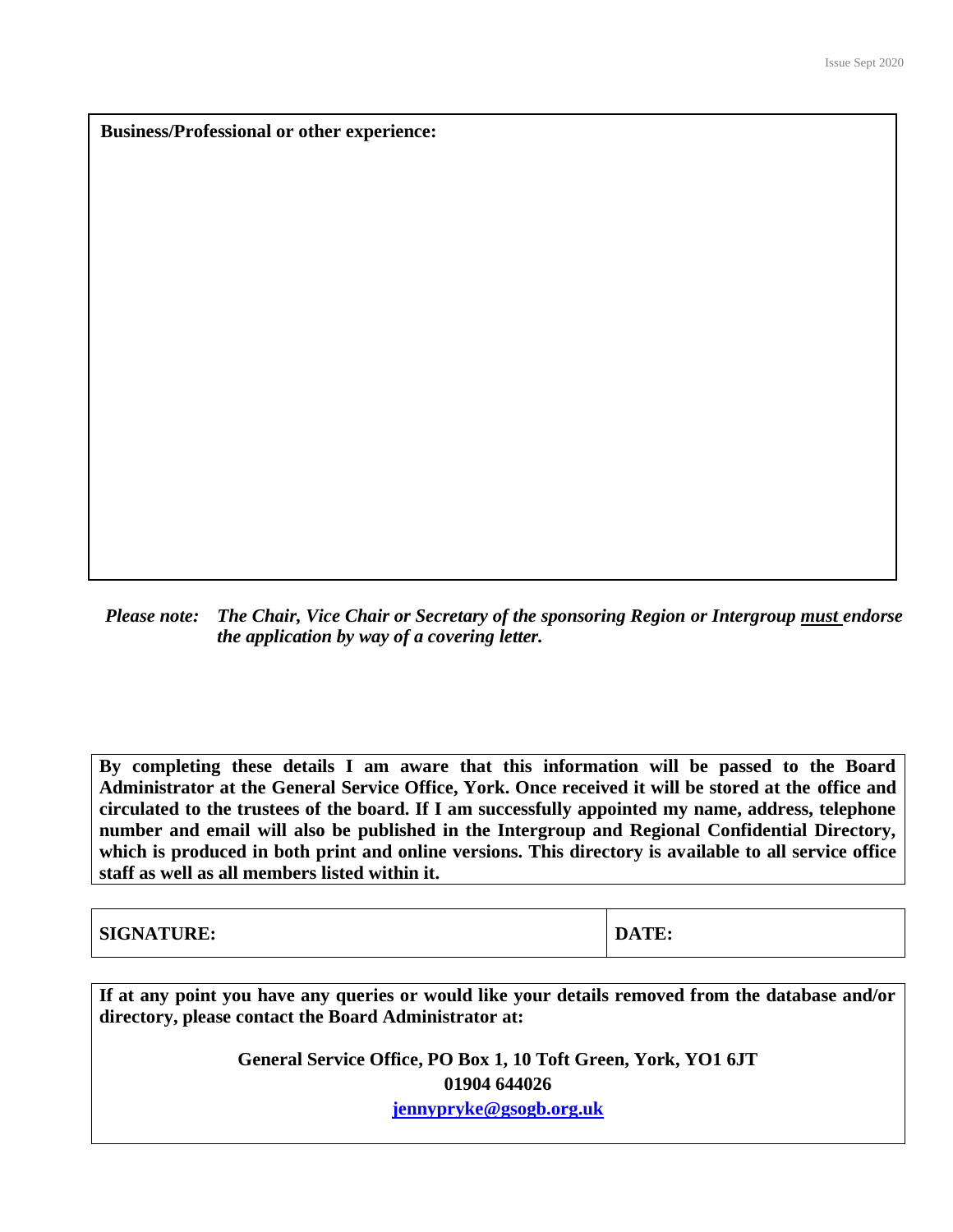**Business/Professional or other experience:**

*Please note: The Chair, Vice Chair or Secretary of the sponsoring Region or Intergroup must endorse the application by way of a covering letter.*

**By completing these details I am aware that this information will be passed to the Board Administrator at the General Service Office, York. Once received it will be stored at the office and circulated to the trustees of the board. If I am successfully appointed my name, address, telephone number and email will also be published in the Intergroup and Regional Confidential Directory, which is produced in both print and online versions. This directory is available to all service office staff as well as all members listed within it.**

| | |
|---|---|
| **SIGNATURE:** | **DATE:** |

**If at any point you have any queries or would like your details removed from the database and/or directory, please contact the Board Administrator at:**

**General Service Office, PO Box 1, 10 Toft Green, York, YO1 6JT**
**01904 644026**
**jennypryke@gsogb.org.uk**